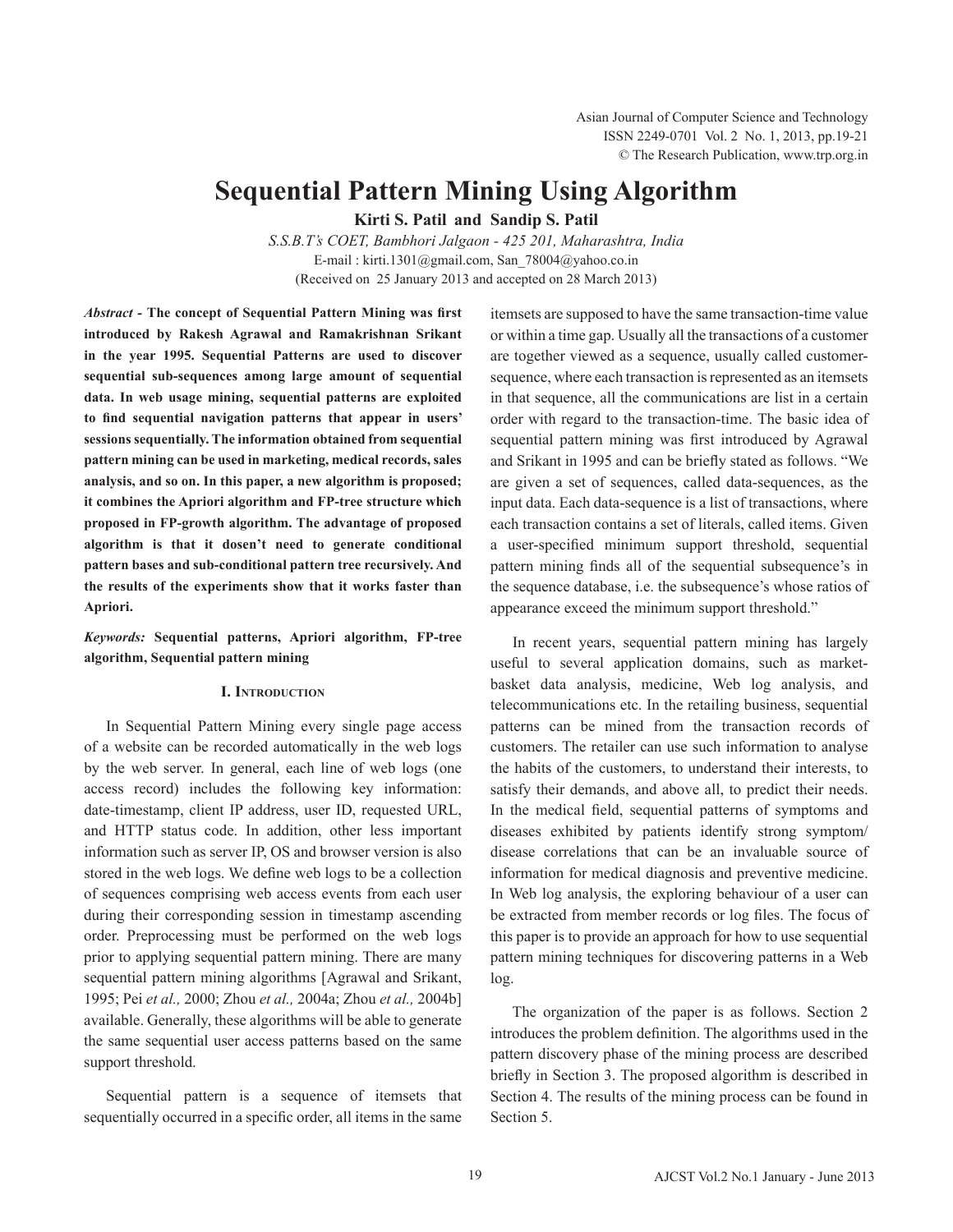# Sequential Pattern Mining Using Algorithm

**Kirti S. Patil and Sandip S. Patil**

*S.S.B.T's COET, Bambhori Jalgaon - 425 201, Maharashtra, India*

E-mail : kirti.1301@gmail.com, San_78004@yahoo.co.in

(Received on 25 January 2013 and accepted on 28 March 2013)

***Abstract* - The concept of Sequential Pattern Mining was first introduced by Rakesh Agrawal and Ramakrishnan Srikant in the year 1995. Sequential Patterns are used to discover sequential sub-sequences among large amount of sequential data. In web usage mining, sequential patterns are exploited to find sequential navigation patterns that appear in users' sessions sequentially. The information obtained from sequential pattern mining can be used in marketing, medical records, sales analysis, and so on. In this paper, a new algorithm is proposed; it combines the Apriori algorithm and FP-tree structure which proposed in FP-growth algorithm. The advantage of proposed algorithm is that it dosen't need to generate conditional pattern bases and sub-conditional pattern tree recursively. And the results of the experiments show that it works faster than Apriori.**

***Keywords:* Sequential patterns, Apriori algorithm, FP-tree algorithm, Sequential pattern mining**

## I. Introduction

In Sequential Pattern Mining every single page access of a website can be recorded automatically in the web logs by the web server. In general, each line of web logs (one access record) includes the following key information: date-timestamp, client IP address, user ID, requested URL, and HTTP status code. In addition, other less important information such as server IP, OS and browser version is also stored in the web logs. We define web logs to be a collection of sequences comprising web access events from each user during their corresponding session in timestamp ascending order. Preprocessing must be performed on the web logs prior to applying sequential pattern mining. There are many sequential pattern mining algorithms [Agrawal and Srikant, 1995; Pei *et al.,* 2000; Zhou *et al.,* 2004a; Zhou *et al.,* 2004b] available. Generally, these algorithms will be able to generate the same sequential user access patterns based on the same support threshold.

Sequential pattern is a sequence of itemsets that sequentially occurred in a specific order, all items in the same itemsets are supposed to have the same transaction-time value or within a time gap. Usually all the transactions of a customer are together viewed as a sequence, usually called customer-sequence, where each transaction is represented as an itemsets in that sequence, all the communications are list in a certain order with regard to the transaction-time. The basic idea of sequential pattern mining was first introduced by Agrawal and Srikant in 1995 and can be briefly stated as follows. "We are given a set of sequences, called data-sequences, as the input data. Each data-sequence is a list of transactions, where each transaction contains a set of literals, called items. Given a user-specified minimum support threshold, sequential pattern mining finds all of the sequential subsequence's in the sequence database, i.e. the subsequence's whose ratios of appearance exceed the minimum support threshold."

In recent years, sequential pattern mining has largely useful to several application domains, such as market-basket data analysis, medicine, Web log analysis, and telecommunications etc. In the retailing business, sequential patterns can be mined from the transaction records of customers. The retailer can use such information to analyse the habits of the customers, to understand their interests, to satisfy their demands, and above all, to predict their needs. In the medical field, sequential patterns of symptoms and diseases exhibited by patients identify strong symptom/ disease correlations that can be an invaluable source of information for medical diagnosis and preventive medicine. In Web log analysis, the exploring behaviour of a user can be extracted from member records or log files. The focus of this paper is to provide an approach for how to use sequential pattern mining techniques for discovering patterns in a Web log.

The organization of the paper is as follows. Section 2 introduces the problem definition. The algorithms used in the pattern discovery phase of the mining process are described briefly in Section 3. The proposed algorithm is described in Section 4. The results of the mining process can be found in Section 5.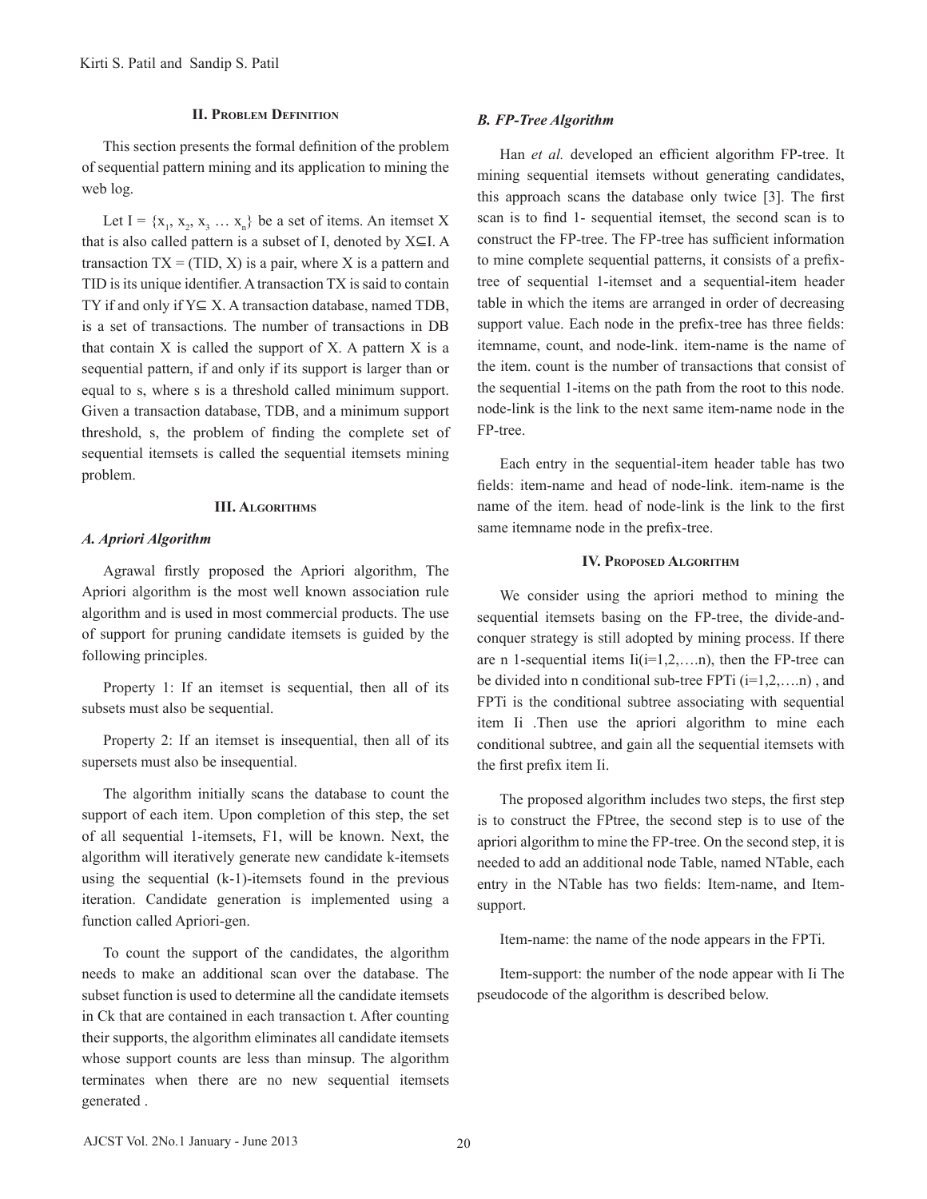## II. Problem Definition

This section presents the formal definition of the problem of sequential pattern mining and its application to mining the web log.

Let I = {$x_1$, $x_2$, $x_3$ … $x_n$} be a set of items. An itemset X that is also called pattern is a subset of I, denoted by X⊆I. A transaction TX = (TID, X) is a pair, where X is a pattern and TID is its unique identifier. A transaction TX is said to contain TY if and only if Y⊆ X. A transaction database, named TDB, is a set of transactions. The number of transactions in DB that contain X is called the support of X. A pattern X is a sequential pattern, if and only if its support is larger than or equal to s, where s is a threshold called minimum support. Given a transaction database, TDB, and a minimum support threshold, s, the problem of finding the complete set of sequential itemsets is called the sequential itemsets mining problem.

## III. Algorithms

### *A. Apriori Algorithm*

Agrawal firstly proposed the Apriori algorithm, The Apriori algorithm is the most well known association rule algorithm and is used in most commercial products. The use of support for pruning candidate itemsets is guided by the following principles.

Property 1: If an itemset is sequential, then all of its subsets must also be sequential.

Property 2: If an itemset is insequential, then all of its supersets must also be insequential.

The algorithm initially scans the database to count the support of each item. Upon completion of this step, the set of all sequential 1-itemsets, F1, will be known. Next, the algorithm will iteratively generate new candidate k-itemsets using the sequential (k-1)-itemsets found in the previous iteration. Candidate generation is implemented using a function called Apriori-gen.

To count the support of the candidates, the algorithm needs to make an additional scan over the database. The subset function is used to determine all the candidate itemsets in Ck that are contained in each transaction t. After counting their supports, the algorithm eliminates all candidate itemsets whose support counts are less than minsup. The algorithm terminates when there are no new sequential itemsets generated .

### *B. FP-Tree Algorithm*

Han *et al.* developed an efficient algorithm FP-tree. It mining sequential itemsets without generating candidates, this approach scans the database only twice [3]. The first scan is to find 1- sequential itemset, the second scan is to construct the FP-tree. The FP-tree has sufficient information to mine complete sequential patterns, it consists of a prefix-tree of sequential 1-itemset and a sequential-item header table in which the items are arranged in order of decreasing support value. Each node in the prefix-tree has three fields: itemname, count, and node-link. item-name is the name of the item. count is the number of transactions that consist of the sequential 1-items on the path from the root to this node. node-link is the link to the next same item-name node in the FP-tree.

Each entry in the sequential-item header table has two fields: item-name and head of node-link. item-name is the name of the item. head of node-link is the link to the first same itemname node in the prefix-tree.

## IV. Proposed Algorithm

We consider using the apriori method to mining the sequential itemsets basing on the FP-tree, the divide-and-conquer strategy is still adopted by mining process. If there are n 1-sequential items Ii(i=1,2,….n), then the FP-tree can be divided into n conditional sub-tree FPTi (i=1,2,….n) , and FPTi is the conditional subtree associating with sequential item Ii .Then use the apriori algorithm to mine each conditional subtree, and gain all the sequential itemsets with the first prefix item Ii.

The proposed algorithm includes two steps, the first step is to construct the FPtree, the second step is to use of the apriori algorithm to mine the FP-tree. On the second step, it is needed to add an additional node Table, named NTable, each entry in the NTable has two fields: Item-name, and Item-support.

Item-name: the name of the node appears in the FPTi.

Item-support: the number of the node appear with Ii The pseudocode of the algorithm is described below.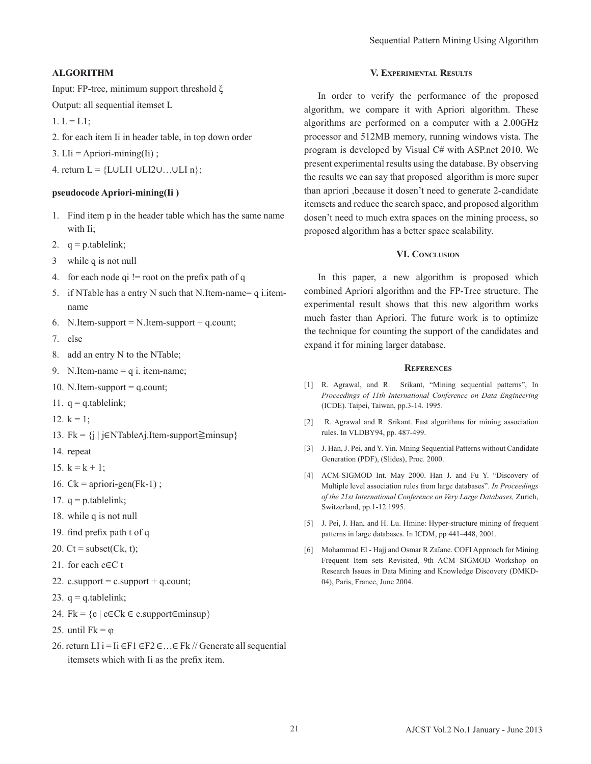**ALGORITHM**

Input: FP-tree, minimum support threshold ξ

Output: all sequential itemset L

1. L = L1;
2. for each item Ii in header table, in top down order
3. LIi = Apriori-mining(Ii) ;
4. return L = {L∪LI1 ∪LI2∪…∪LI n};

**pseudocode Apriori-mining(Ii )**

1. Find item p in the header table which has the same name with Ii;
2. q = p.tablelink;
3 while q is not null
4. for each node qi != root on the prefix path of q
5. if NTable has a entry N such that N.Item-name= q i.item-name
6. N.Item-support = N.Item-support + q.count;
7. else
8. add an entry N to the NTable;
9. N.Item-name = q i. item-name;
10. N.Item-support = q.count;
11. q = q.tablelink;
12. k = 1;
13. Fk = {j | j∈NTable∧j.Item-support≧minsup}
14. repeat
15. k = k + 1;
16. Ck = apriori-gen(Fk-1) ;
17. q = p.tablelink;
18. while q is not null
19. find prefix path t of q
20. Ct = subset(Ck, t);
21. for each c∈C t
22. c.support = c.support + q.count;
23. q = q.tablelink;
24. Fk = {c | c∈Ck ∈ c.support∈minsup}
25. until Fk = φ
26. return LI i = Ii ∈F1 ∈F2 ∈…∈ Fk // Generate all sequential itemsets which with Ii as the prefix item.

## V. Experimental Results

In order to verify the performance of the proposed algorithm, we compare it with Apriori algorithm. These algorithms are performed on a computer with a 2.00GHz processor and 512MB memory, running windows vista. The program is developed by Visual C# with ASP.net 2010. We present experimental results using the database. By observing the results we can say that proposed algorithm is more super than apriori ,because it dosen't need to generate 2-candidate itemsets and reduce the search space, and proposed algorithm dosen't need to much extra spaces on the mining process, so proposed algorithm has a better space scalability.

## VI. Conclusion

In this paper, a new algorithm is proposed which combined Apriori algorithm and the FP-Tree structure. The experimental result shows that this new algorithm works much faster than Apriori. The future work is to optimize the technique for counting the support of the candidates and expand it for mining larger database.

## References

[1] R. Agrawal, and R. Srikant, "Mining sequential patterns", In *Proceedings of 11th International Conference on Data Engineering* (ICDE). Taipei, Taiwan, pp.3-14. 1995.

[2] R. Agrawal and R. Srikant. Fast algorithms for mining association rules. In VLDBY94, pp. 487-499.

[3] J. Han, J. Pei, and Y. Yin. Mning Sequential Patterns without Candidate Generation (PDF), (Slides), Proc. 2000.

[4] ACM-SIGMOD Int. May 2000. Han J. and Fu Y. "Discovery of Multiple level association rules from large databases". *In Proceedings of the 21st International Conference on Very Large Databases,* Zurich, Switzerland, pp.1-12.1995.

[5] J. Pei, J. Han, and H. Lu. Hmine: Hyper-structure mining of frequent patterns in large databases. In ICDM, pp 441–448, 2001.

[6] Mohammad El - Hajj and Osmar R Zaïane. COFI Approach for Mining Frequent Item sets Revisited, 9th ACM SIGMOD Workshop on Research Issues in Data Mining and Knowledge Discovery (DMKD-04), Paris, France, June 2004.